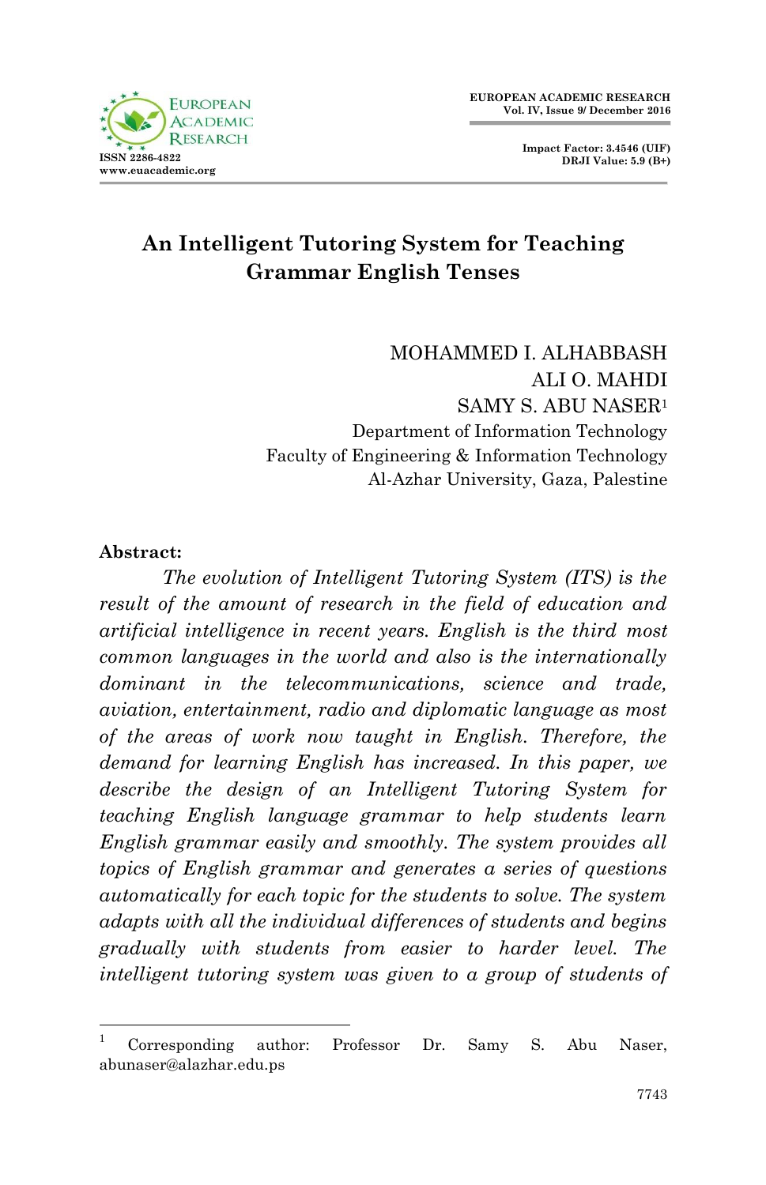# An Intelligent Tutoring System for Teaching Grammar English Tenses

MOHAMMED I. ALHABBASH
ALI O. MAHDI
SAMY S. ABU NASER[1]
Department of Information Technology
Faculty of Engineering & Information Technology
Al-Azhar University, Gaza, Palestine

**Abstract:**

*The evolution of Intelligent Tutoring System (ITS) is the result of the amount of research in the field of education and artificial intelligence in recent years. English is the third most common languages in the world and also is the internationally dominant in the telecommunications, science and trade, aviation, entertainment, radio and diplomatic language as most of the areas of work now taught in English. Therefore, the demand for learning English has increased. In this paper, we describe the design of an Intelligent Tutoring System for teaching English language grammar to help students learn English grammar easily and smoothly. The system provides all topics of English grammar and generates a series of questions automatically for each topic for the students to solve. The system adapts with all the individual differences of students and begins gradually with students from easier to harder level. The intelligent tutoring system was given to a group of students of*

---

[1] Corresponding author: Professor Dr. Samy S. Abu Naser, abunaser@alazhar.edu.ps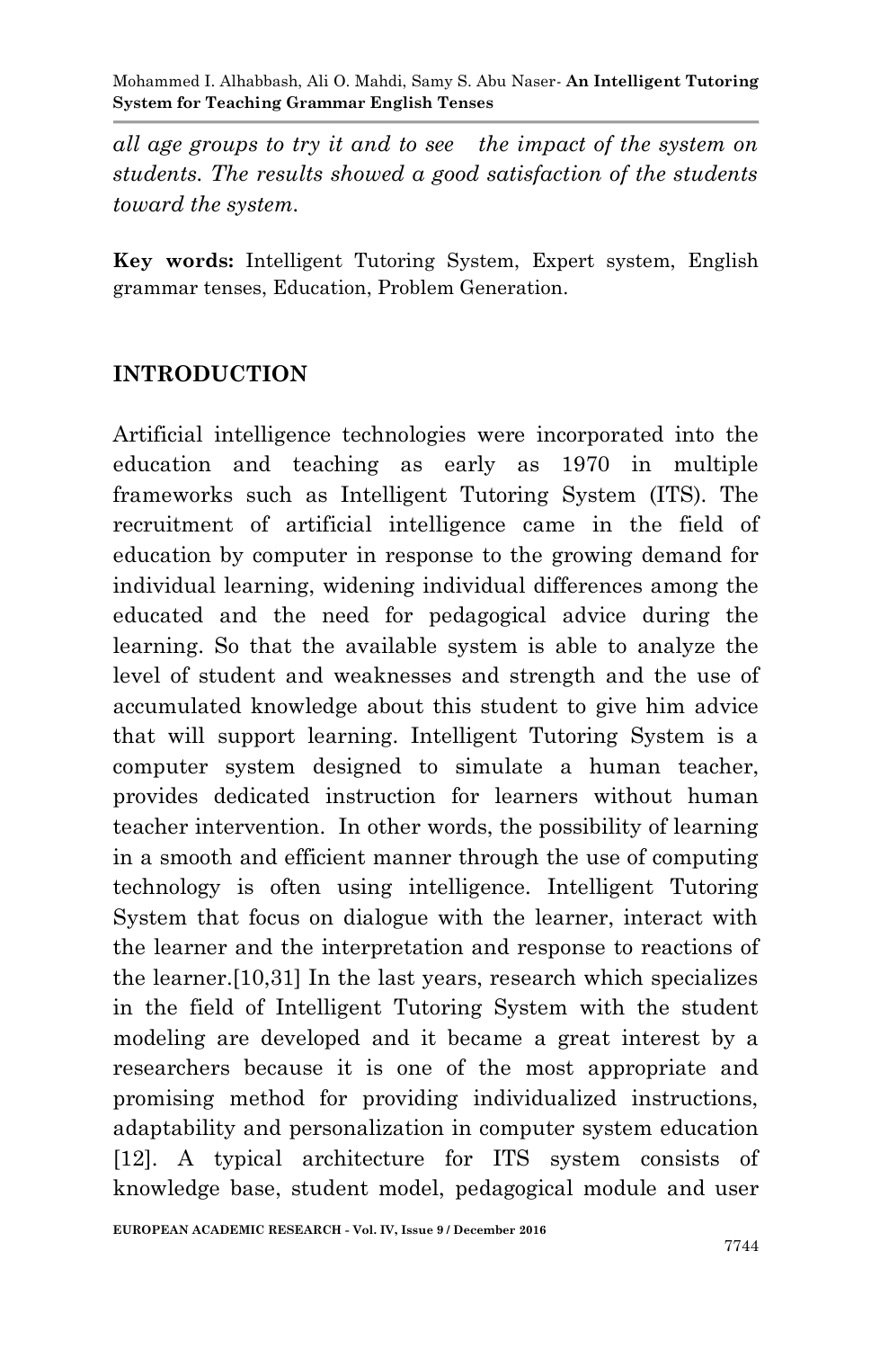*all age groups to try it and to see the impact of the system on students. The results showed a good satisfaction of the students toward the system.*

**Key words:** Intelligent Tutoring System, Expert system, English grammar tenses, Education, Problem Generation.

## INTRODUCTION

Artificial intelligence technologies were incorporated into the education and teaching as early as 1970 in multiple frameworks such as Intelligent Tutoring System (ITS). The recruitment of artificial intelligence came in the field of education by computer in response to the growing demand for individual learning, widening individual differences among the educated and the need for pedagogical advice during the learning. So that the available system is able to analyze the level of student and weaknesses and strength and the use of accumulated knowledge about this student to give him advice that will support learning. Intelligent Tutoring System is a computer system designed to simulate a human teacher, provides dedicated instruction for learners without human teacher intervention. In other words, the possibility of learning in a smooth and efficient manner through the use of computing technology is often using intelligence. Intelligent Tutoring System that focus on dialogue with the learner, interact with the learner and the interpretation and response to reactions of the learner.[10,31] In the last years, research which specializes in the field of Intelligent Tutoring System with the student modeling are developed and it became a great interest by a researchers because it is one of the most appropriate and promising method for providing individualized instructions, adaptability and personalization in computer system education [12]. A typical architecture for ITS system consists of knowledge base, student model, pedagogical module and user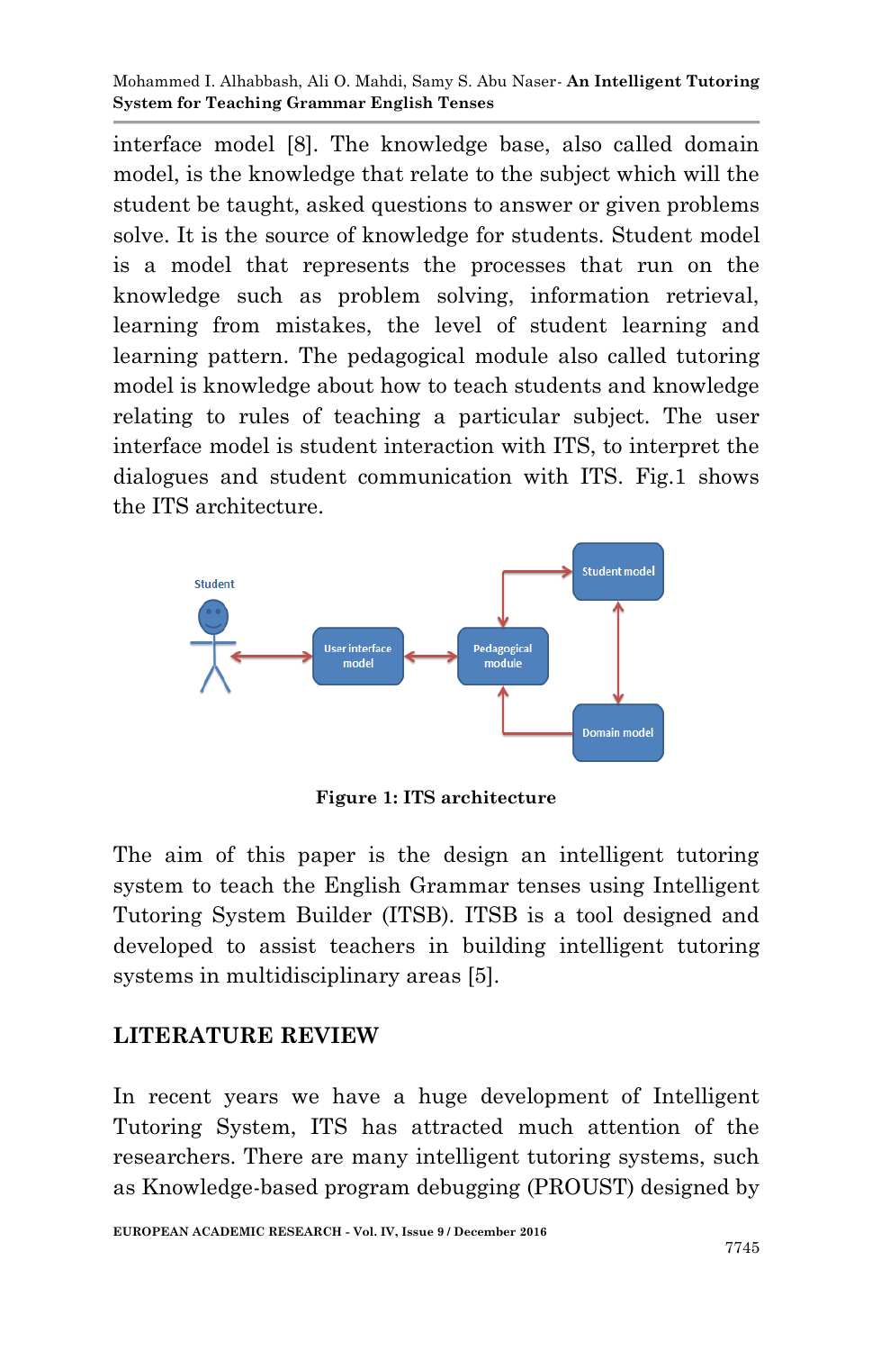interface model [8]. The knowledge base, also called domain model, is the knowledge that relate to the subject which will the student be taught, asked questions to answer or given problems solve. It is the source of knowledge for students. Student model is a model that represents the processes that run on the knowledge such as problem solving, information retrieval, learning from mistakes, the level of student learning and learning pattern. The pedagogical module also called tutoring model is knowledge about how to teach students and knowledge relating to rules of teaching a particular subject. The user interface model is student interaction with ITS, to interpret the dialogues and student communication with ITS. Fig.1 shows the ITS architecture.

**Figure 1: ITS architecture**

The aim of this paper is the design an intelligent tutoring system to teach the English Grammar tenses using Intelligent Tutoring System Builder (ITSB). ITSB is a tool designed and developed to assist teachers in building intelligent tutoring systems in multidisciplinary areas [5].

## LITERATURE REVIEW

In recent years we have a huge development of Intelligent Tutoring System, ITS has attracted much attention of the researchers. There are many intelligent tutoring systems, such as Knowledge-based program debugging (PROUST) designed by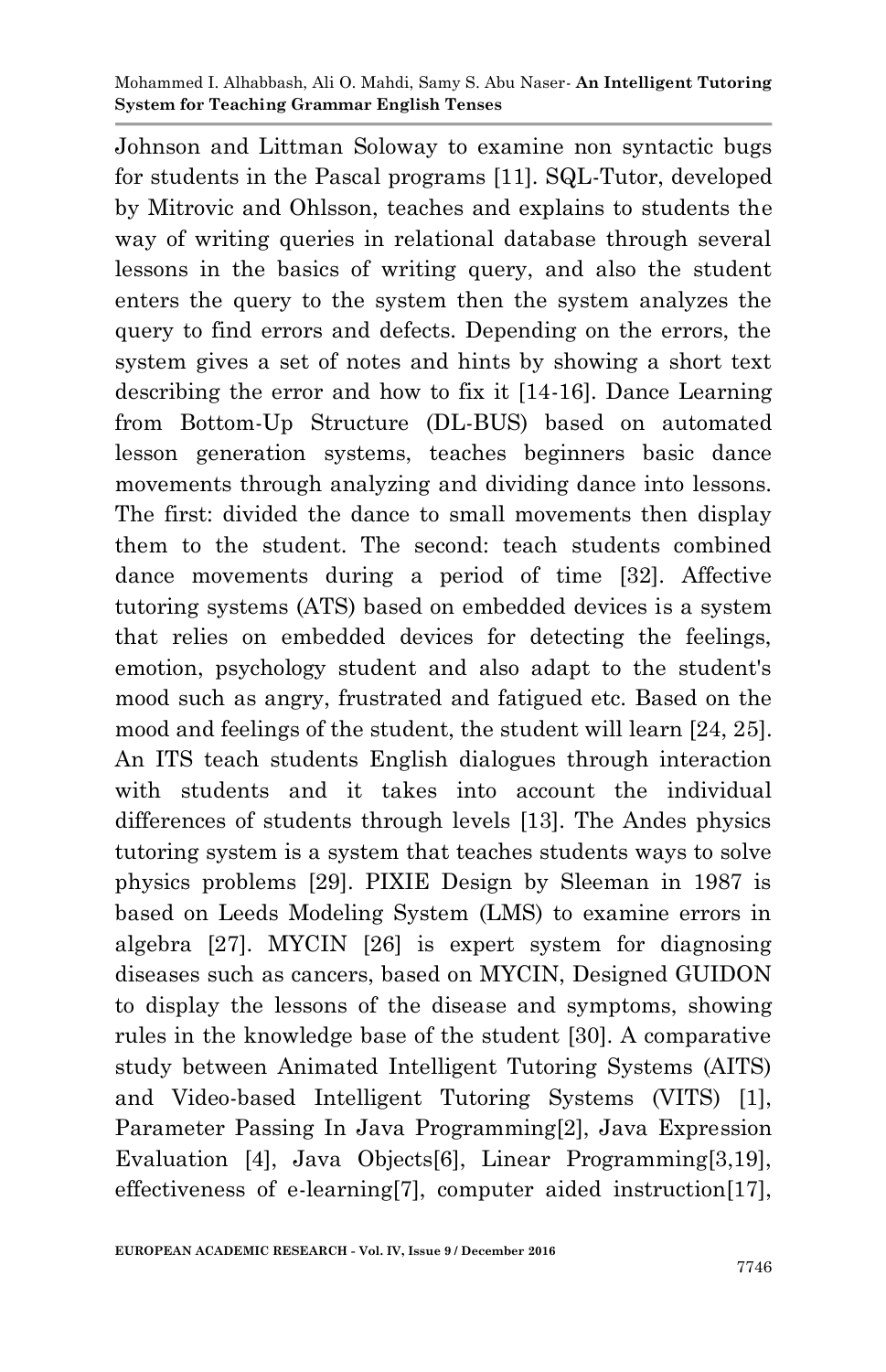Johnson and Littman Soloway to examine non syntactic bugs for students in the Pascal programs [11]. SQL-Tutor, developed by Mitrovic and Ohlsson, teaches and explains to students the way of writing queries in relational database through several lessons in the basics of writing query, and also the student enters the query to the system then the system analyzes the query to find errors and defects. Depending on the errors, the system gives a set of notes and hints by showing a short text describing the error and how to fix it [14-16]. Dance Learning from Bottom-Up Structure (DL-BUS) based on automated lesson generation systems, teaches beginners basic dance movements through analyzing and dividing dance into lessons. The first: divided the dance to small movements then display them to the student. The second: teach students combined dance movements during a period of time [32]. Affective tutoring systems (ATS) based on embedded devices is a system that relies on embedded devices for detecting the feelings, emotion, psychology student and also adapt to the student's mood such as angry, frustrated and fatigued etc. Based on the mood and feelings of the student, the student will learn [24, 25]. An ITS teach students English dialogues through interaction with students and it takes into account the individual differences of students through levels [13]. The Andes physics tutoring system is a system that teaches students ways to solve physics problems [29]. PIXIE Design by Sleeman in 1987 is based on Leeds Modeling System (LMS) to examine errors in algebra [27]. MYCIN [26] is expert system for diagnosing diseases such as cancers, based on MYCIN, Designed GUIDON to display the lessons of the disease and symptoms, showing rules in the knowledge base of the student [30]. A comparative study between Animated Intelligent Tutoring Systems (AITS) and Video-based Intelligent Tutoring Systems (VITS) [1], Parameter Passing In Java Programming[2], Java Expression Evaluation [4], Java Objects[6], Linear Programming[3,19], effectiveness of e-learning[7], computer aided instruction[17],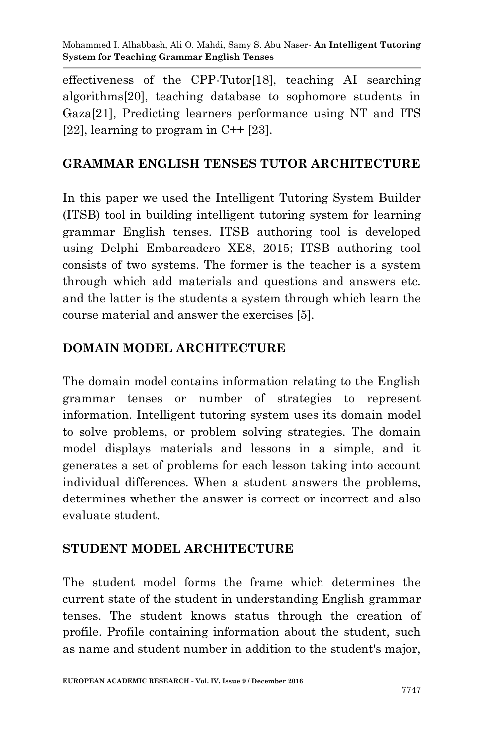effectiveness of the CPP-Tutor[18], teaching AI searching algorithms[20], teaching database to sophomore students in Gaza[21], Predicting learners performance using NT and ITS [22], learning to program in C++ [23].

## GRAMMAR ENGLISH TENSES TUTOR ARCHITECTURE

In this paper we used the Intelligent Tutoring System Builder (ITSB) tool in building intelligent tutoring system for learning grammar English tenses. ITSB authoring tool is developed using Delphi Embarcadero XE8, 2015; ITSB authoring tool consists of two systems. The former is the teacher is a system through which add materials and questions and answers etc. and the latter is the students a system through which learn the course material and answer the exercises [5].

## DOMAIN MODEL ARCHITECTURE

The domain model contains information relating to the English grammar tenses or number of strategies to represent information. Intelligent tutoring system uses its domain model to solve problems, or problem solving strategies. The domain model displays materials and lessons in a simple, and it generates a set of problems for each lesson taking into account individual differences. When a student answers the problems, determines whether the answer is correct or incorrect and also evaluate student.

## STUDENT MODEL ARCHITECTURE

The student model forms the frame which determines the current state of the student in understanding English grammar tenses. The student knows status through the creation of profile. Profile containing information about the student, such as name and student number in addition to the student's major,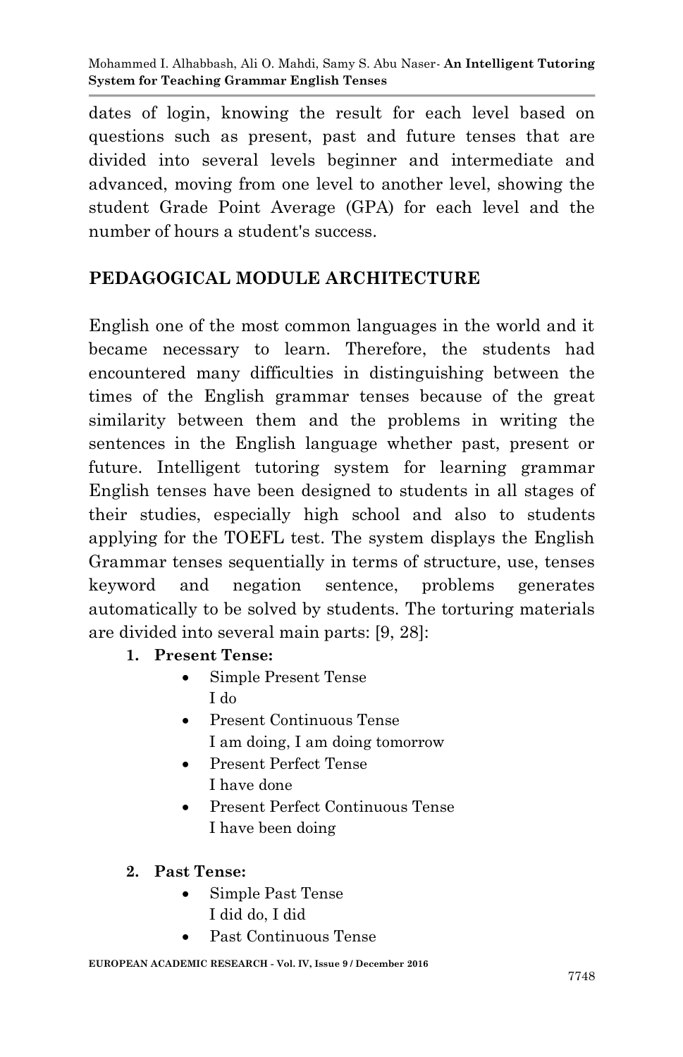dates of login, knowing the result for each level based on questions such as present, past and future tenses that are divided into several levels beginner and intermediate and advanced, moving from one level to another level, showing the student Grade Point Average (GPA) for each level and the number of hours a student's success.

## PEDAGOGICAL MODULE ARCHITECTURE

English one of the most common languages in the world and it became necessary to learn. Therefore, the students had encountered many difficulties in distinguishing between the times of the English grammar tenses because of the great similarity between them and the problems in writing the sentences in the English language whether past, present or future. Intelligent tutoring system for learning grammar English tenses have been designed to students in all stages of their studies, especially high school and also to students applying for the TOEFL test. The system displays the English Grammar tenses sequentially in terms of structure, use, tenses keyword and negation sentence, problems generates automatically to be solved by students. The torturing materials are divided into several main parts: [9, 28]:

1. **Present Tense:**
   - Simple Present Tense
     I do
   - Present Continuous Tense
     I am doing, I am doing tomorrow
   - Present Perfect Tense
     I have done
   - Present Perfect Continuous Tense
     I have been doing

2. **Past Tense:**
   - Simple Past Tense
     I did do, I did
   - Past Continuous Tense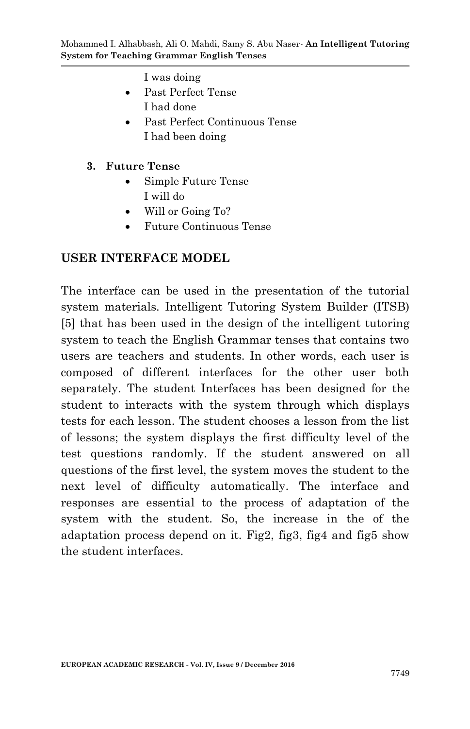I was doing

- Past Perfect Tense
  I had done
- Past Perfect Continuous Tense
  I had been doing

3. **Future Tense**
   - Simple Future Tense
     I will do
   - Will or Going To?
   - Future Continuous Tense

## USER INTERFACE MODEL

The interface can be used in the presentation of the tutorial system materials. Intelligent Tutoring System Builder (ITSB) [5] that has been used in the design of the intelligent tutoring system to teach the English Grammar tenses that contains two users are teachers and students. In other words, each user is composed of different interfaces for the other user both separately. The student Interfaces has been designed for the student to interacts with the system through which displays tests for each lesson. The student chooses a lesson from the list of lessons; the system displays the first difficulty level of the test questions randomly. If the student answered on all questions of the first level, the system moves the student to the next level of difficulty automatically. The interface and responses are essential to the process of adaptation of the system with the student. So, the increase in the of the adaptation process depend on it. Fig2, fig3, fig4 and fig5 show the student interfaces.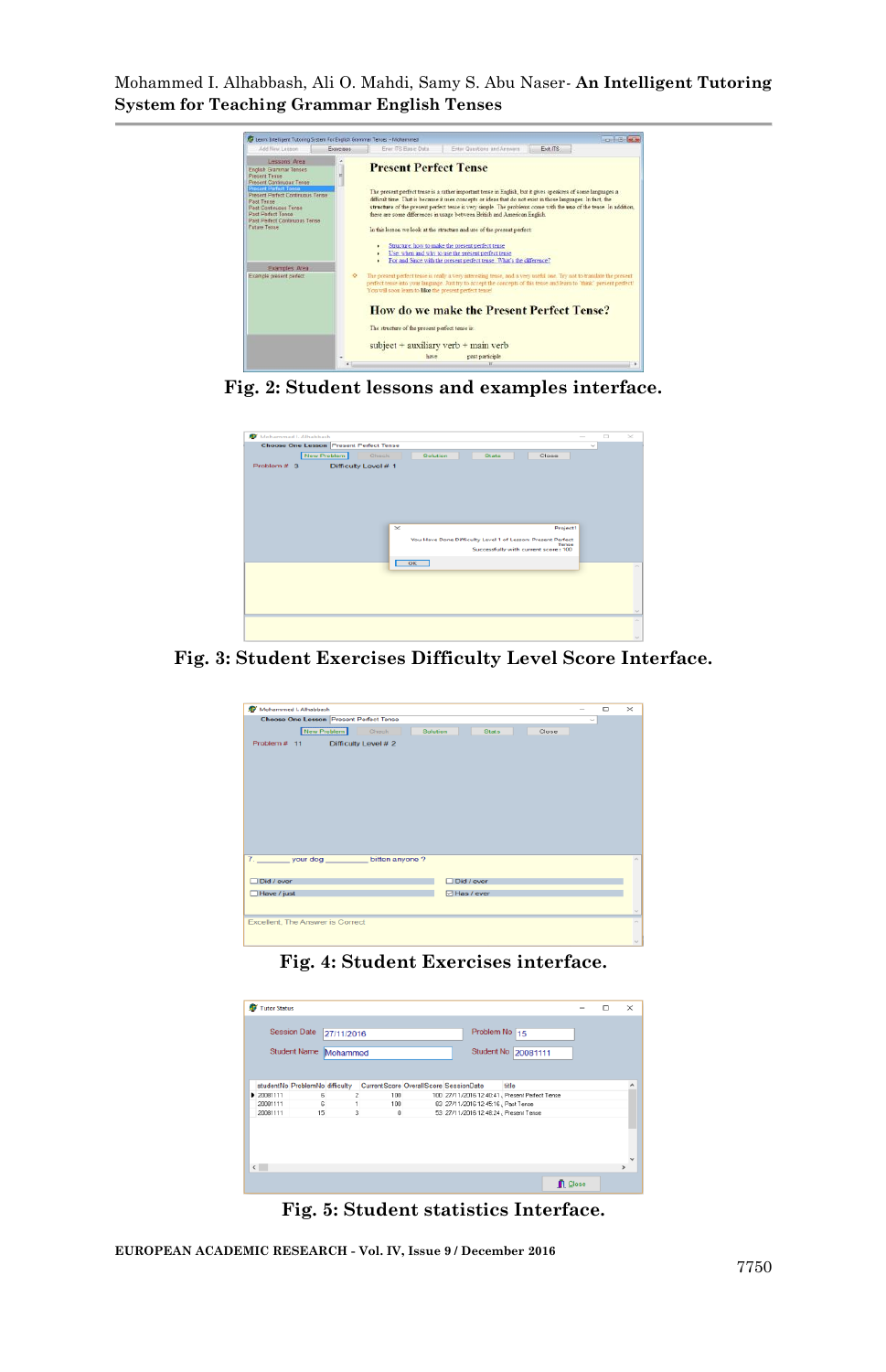Fig. 2: Student lessons and examples interface.

Fig. 3: Student Exercises Difficulty Level Score Interface.

Fig. 4: Student Exercises interface.

Fig. 5: Student statistics Interface.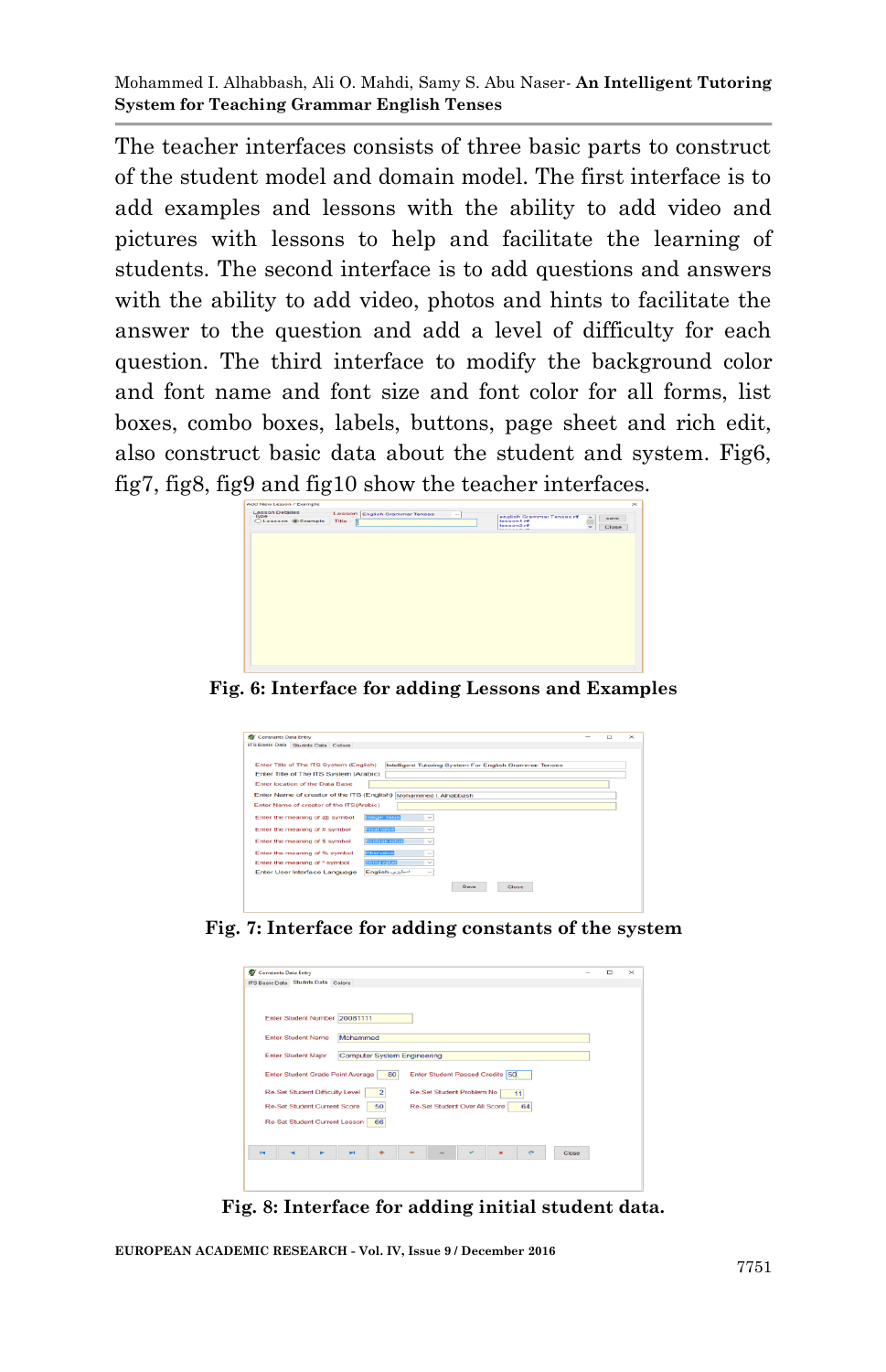The teacher interfaces consists of three basic parts to construct of the student model and domain model. The first interface is to add examples and lessons with the ability to add video and pictures with lessons to help and facilitate the learning of students. The second interface is to add questions and answers with the ability to add video, photos and hints to facilitate the answer to the question and add a level of difficulty for each question. The third interface to modify the background color and font name and font size and font color for all forms, list boxes, combo boxes, labels, buttons, page sheet and rich edit, also construct basic data about the student and system. Fig6, fig7, fig8, fig9 and fig10 show the teacher interfaces.

**Fig. 6: Interface for adding Lessons and Examples**

**Fig. 7: Interface for adding constants of the system**

**Fig. 8: Interface for adding initial student data.**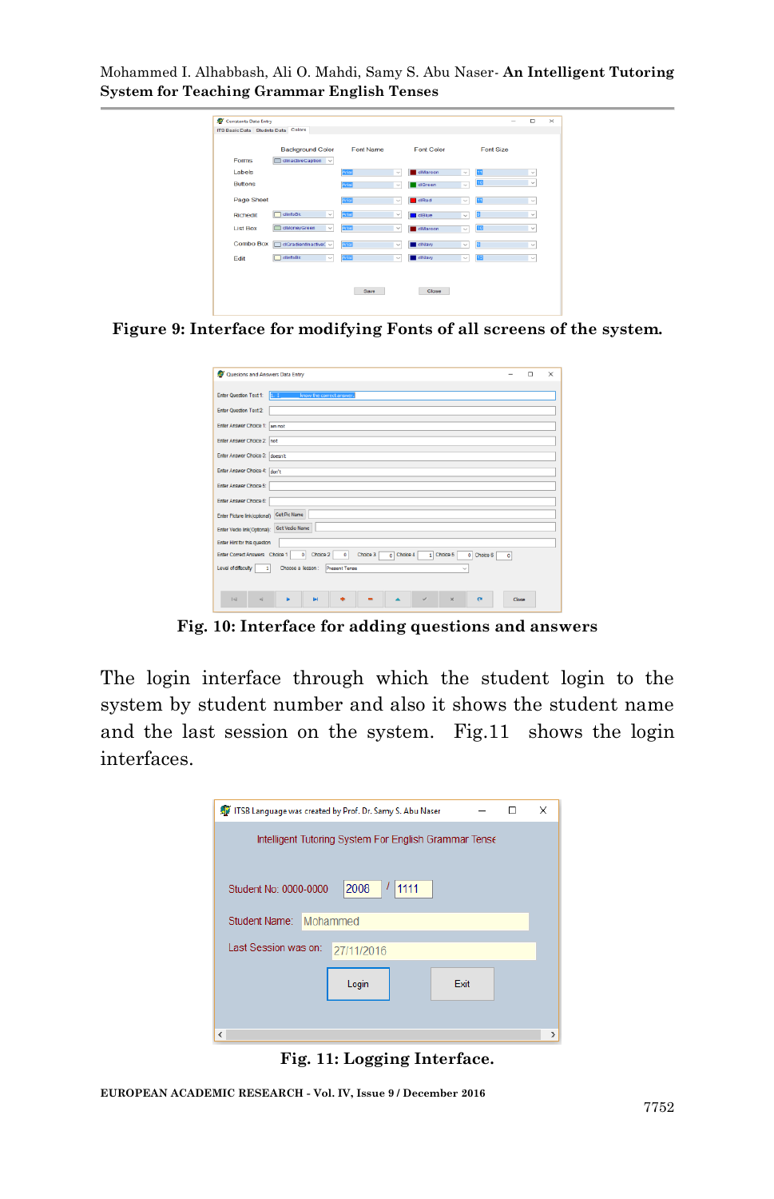**Figure 9: Interface for modifying Fonts of all screens of the system.**

**Fig. 10: Interface for adding questions and answers**

The login interface through which the student login to the system by student number and also it shows the student name and the last session on the system. Fig.11 shows the login interfaces.

**Fig. 11: Logging Interface.**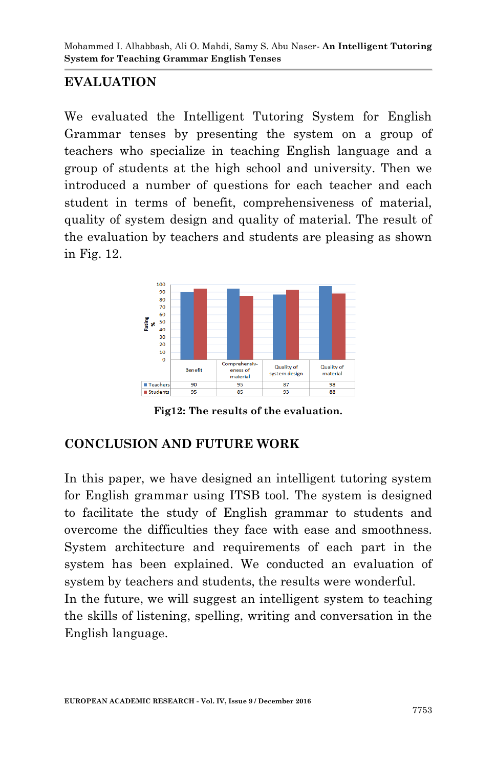## EVALUATION

We evaluated the Intelligent Tutoring System for English Grammar tenses by presenting the system on a group of teachers who specialize in teaching English language and a group of students at the high school and university. Then we introduced a number of questions for each teacher and each student in terms of benefit, comprehensiveness of material, quality of system design and quality of material. The result of the evaluation by teachers and students are pleasing as shown in Fig. 12.

| | Benefit | Comprehensiv-eness of material | Quality of system design | Quality of material |
|---|---|---|---|---|
| Teachers | 90 | 95 | 87 | 98 |
| Students | 95 | 85 | 93 | 88 |

**Fig12: The results of the evaluation.**

## CONCLUSION AND FUTURE WORK

In this paper, we have designed an intelligent tutoring system for English grammar using ITSB tool. The system is designed to facilitate the study of English grammar to students and overcome the difficulties they face with ease and smoothness. System architecture and requirements of each part in the system has been explained. We conducted an evaluation of system by teachers and students, the results were wonderful.

In the future, we will suggest an intelligent system to teaching the skills of listening, spelling, writing and conversation in the English language.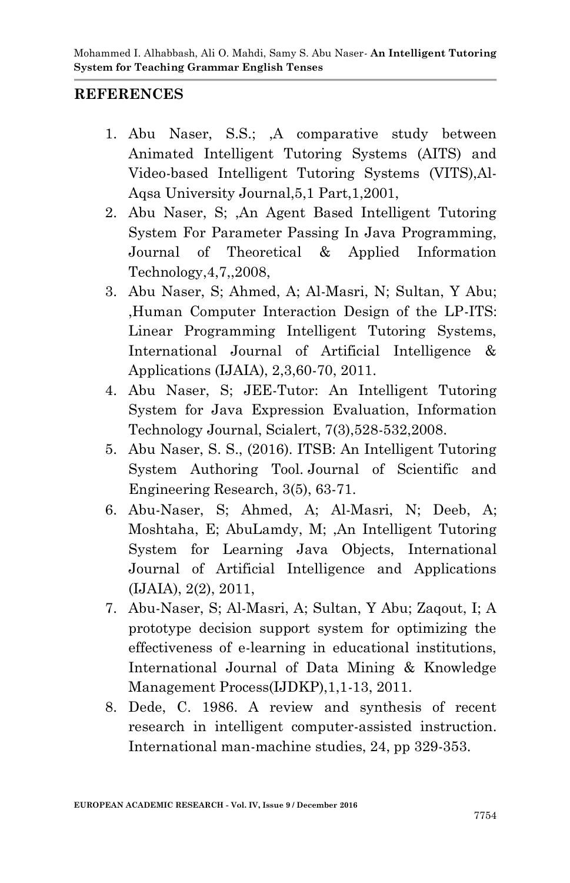## REFERENCES

1. Abu Naser, S.S.; ,A comparative study between Animated Intelligent Tutoring Systems (AITS) and Video-based Intelligent Tutoring Systems (VITS),Al-Aqsa University Journal,5,1 Part,1,2001,
2. Abu Naser, S; ,An Agent Based Intelligent Tutoring System For Parameter Passing In Java Programming, Journal of Theoretical & Applied Information Technology,4,7,,2008,
3. Abu Naser, S; Ahmed, A; Al-Masri, N; Sultan, Y Abu; ,Human Computer Interaction Design of the LP-ITS: Linear Programming Intelligent Tutoring Systems, International Journal of Artificial Intelligence & Applications (IJAIA), 2,3,60-70, 2011.
4. Abu Naser, S; JEE-Tutor: An Intelligent Tutoring System for Java Expression Evaluation, Information Technology Journal, Scialert, 7(3),528-532,2008.
5. Abu Naser, S. S., (2016). ITSB: An Intelligent Tutoring System Authoring Tool. Journal of Scientific and Engineering Research, 3(5), 63-71.
6. Abu-Naser, S; Ahmed, A; Al-Masri, N; Deeb, A; Moshtaha, E; AbuLamdy, M; ,An Intelligent Tutoring System for Learning Java Objects, International Journal of Artificial Intelligence and Applications (IJAIA), 2(2), 2011,
7. Abu-Naser, S; Al-Masri, A; Sultan, Y Abu; Zaqout, I; A prototype decision support system for optimizing the effectiveness of e-learning in educational institutions, International Journal of Data Mining & Knowledge Management Process(IJDKP),1,1-13, 2011.
8. Dede, C. 1986. A review and synthesis of recent research in intelligent computer-assisted instruction. International man-machine studies, 24, pp 329-353.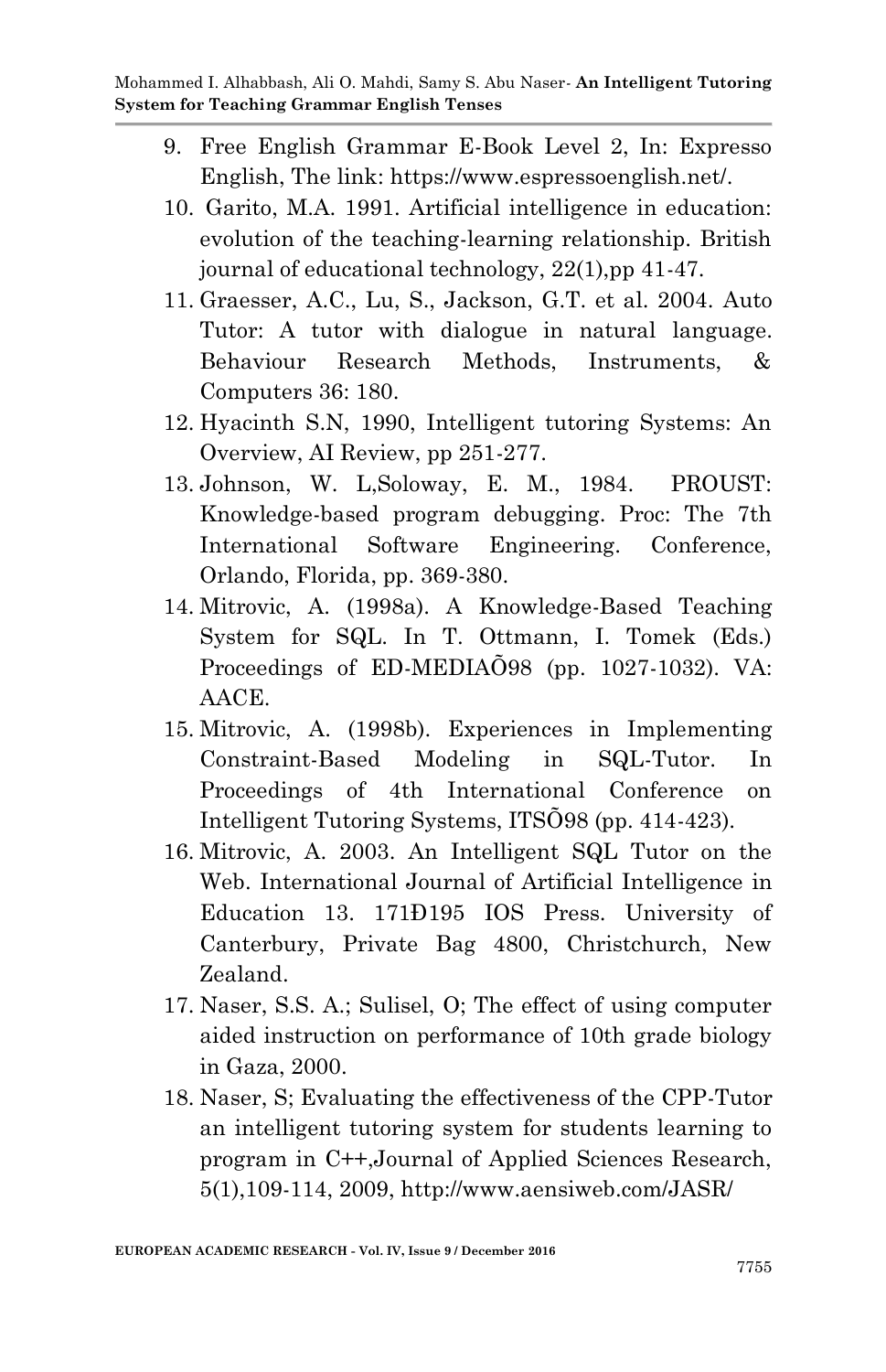9. Free English Grammar E-Book Level 2, In: Expresso English, The link: https://www.espressoenglish.net/.
10. Garito, M.A. 1991. Artificial intelligence in education: evolution of the teaching-learning relationship. British journal of educational technology, 22(1),pp 41-47.
11. Graesser, A.C., Lu, S., Jackson, G.T. et al. 2004. Auto Tutor: A tutor with dialogue in natural language. Behaviour Research Methods, Instruments, & Computers 36: 180.
12. Hyacinth S.N, 1990, Intelligent tutoring Systems: An Overview, AI Review, pp 251-277.
13. Johnson, W. L,Soloway, E. M., 1984. PROUST: Knowledge-based program debugging. Proc: The 7th International Software Engineering. Conference, Orlando, Florida, pp. 369-380.
14. Mitrovic, A. (1998a). A Knowledge-Based Teaching System for SQL. In T. Ottmann, I. Tomek (Eds.) Proceedings of ED-MEDIAÕ98 (pp. 1027-1032). VA: AACE.
15. Mitrovic, A. (1998b). Experiences in Implementing Constraint-Based Modeling in SQL-Tutor. In Proceedings of 4th International Conference on Intelligent Tutoring Systems, ITSÕ98 (pp. 414-423).
16. Mitrovic, A. 2003. An Intelligent SQL Tutor on the Web. International Journal of Artificial Intelligence in Education 13. 171Ð195 IOS Press. University of Canterbury, Private Bag 4800, Christchurch, New Zealand.
17. Naser, S.S. A.; Sulisel, O; The effect of using computer aided instruction on performance of 10th grade biology in Gaza, 2000.
18. Naser, S; Evaluating the effectiveness of the CPP-Tutor an intelligent tutoring system for students learning to program in C++,Journal of Applied Sciences Research, 5(1),109-114, 2009, http://www.aensiweb.com/JASR/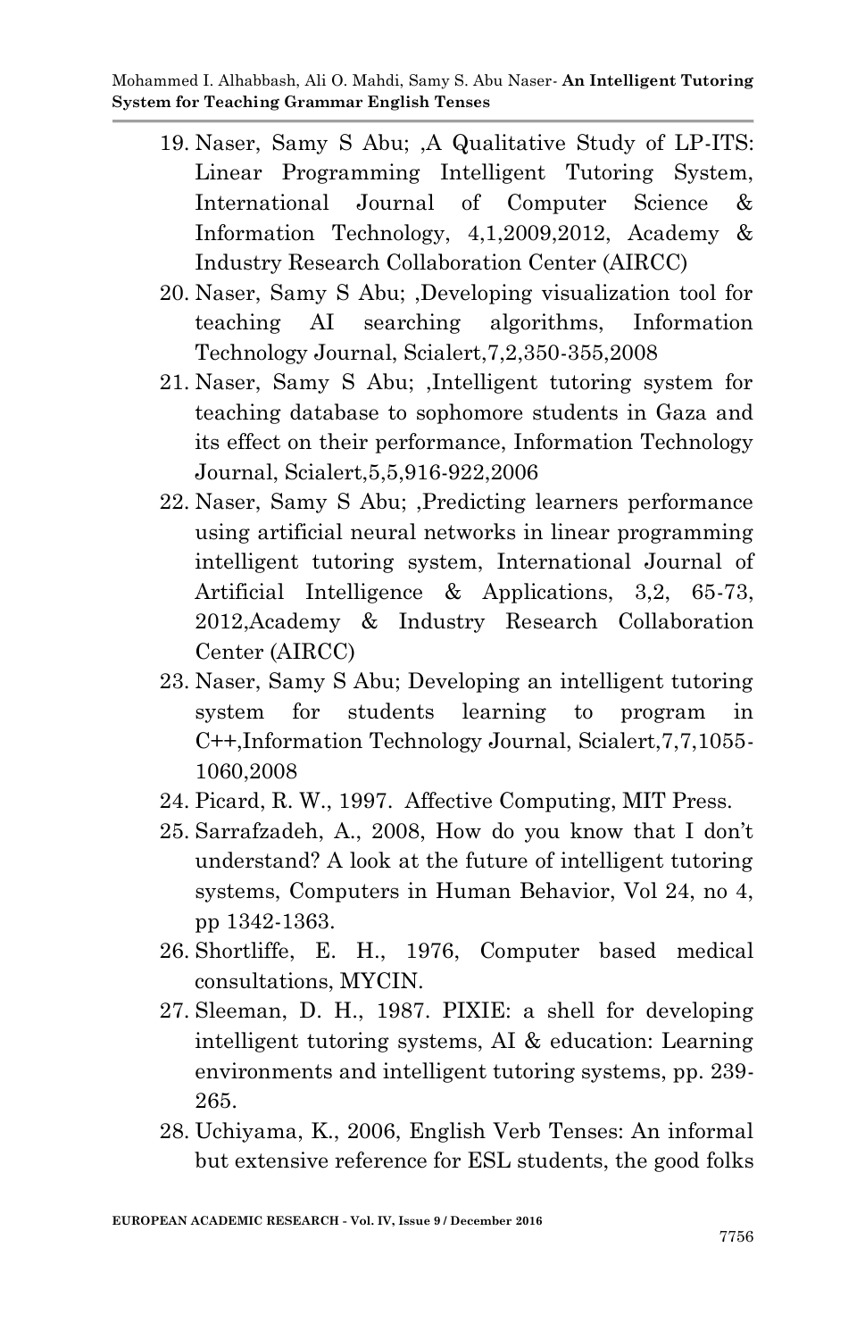19. Naser, Samy S Abu; ,A Qualitative Study of LP-ITS: Linear Programming Intelligent Tutoring System, International Journal of Computer Science & Information Technology, 4,1,2009,2012, Academy & Industry Research Collaboration Center (AIRCC)
20. Naser, Samy S Abu; ,Developing visualization tool for teaching AI searching algorithms, Information Technology Journal, Scialert,7,2,350-355,2008
21. Naser, Samy S Abu; ,Intelligent tutoring system for teaching database to sophomore students in Gaza and its effect on their performance, Information Technology Journal, Scialert,5,5,916-922,2006
22. Naser, Samy S Abu; ,Predicting learners performance using artificial neural networks in linear programming intelligent tutoring system, International Journal of Artificial Intelligence & Applications, 3,2, 65-73, 2012,Academy & Industry Research Collaboration Center (AIRCC)
23. Naser, Samy S Abu; Developing an intelligent tutoring system for students learning to program in C++,Information Technology Journal, Scialert,7,7,1055-1060,2008
24. Picard, R. W., 1997. Affective Computing, MIT Press.
25. Sarrafzadeh, A., 2008, How do you know that I don't understand? A look at the future of intelligent tutoring systems, Computers in Human Behavior, Vol 24, no 4, pp 1342-1363.
26. Shortliffe, E. H., 1976, Computer based medical consultations, MYCIN.
27. Sleeman, D. H., 1987. PIXIE: a shell for developing intelligent tutoring systems, AI & education: Learning environments and intelligent tutoring systems, pp. 239-265.
28. Uchiyama, K., 2006, English Verb Tenses: An informal but extensive reference for ESL students, the good folks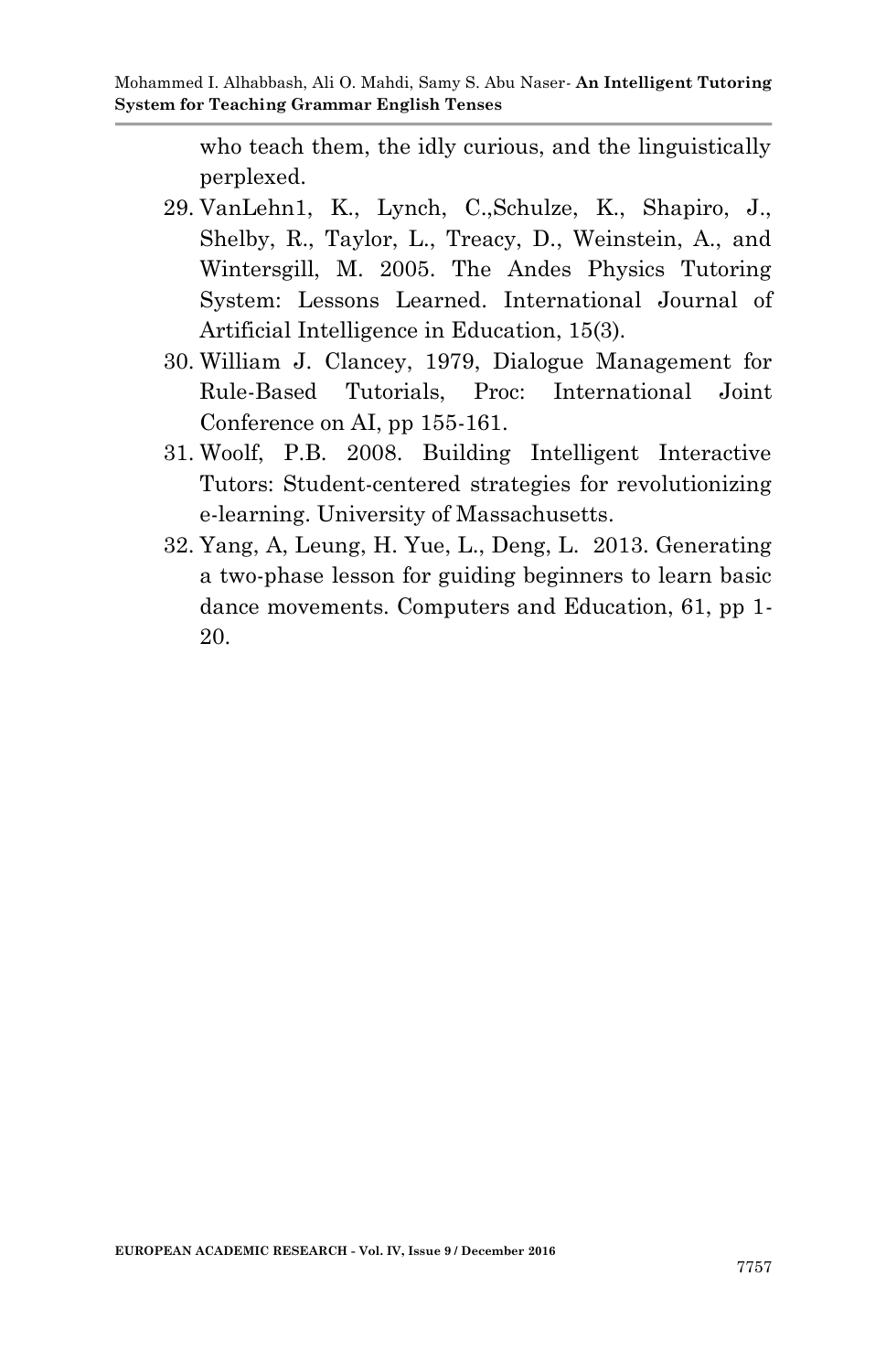who teach them, the idly curious, and the linguistically perplexed.

29. VanLehn1, K., Lynch, C.,Schulze, K., Shapiro, J., Shelby, R., Taylor, L., Treacy, D., Weinstein, A., and Wintersgill, M. 2005. The Andes Physics Tutoring System: Lessons Learned. International Journal of Artificial Intelligence in Education, 15(3).
30. William J. Clancey, 1979, Dialogue Management for Rule-Based Tutorials, Proc: International Joint Conference on AI, pp 155-161.
31. Woolf, P.B. 2008. Building Intelligent Interactive Tutors: Student-centered strategies for revolutionizing e-learning. University of Massachusetts.
32. Yang, A, Leung, H. Yue, L., Deng, L. 2013. Generating a two-phase lesson for guiding beginners to learn basic dance movements. Computers and Education, 61, pp 1-20.